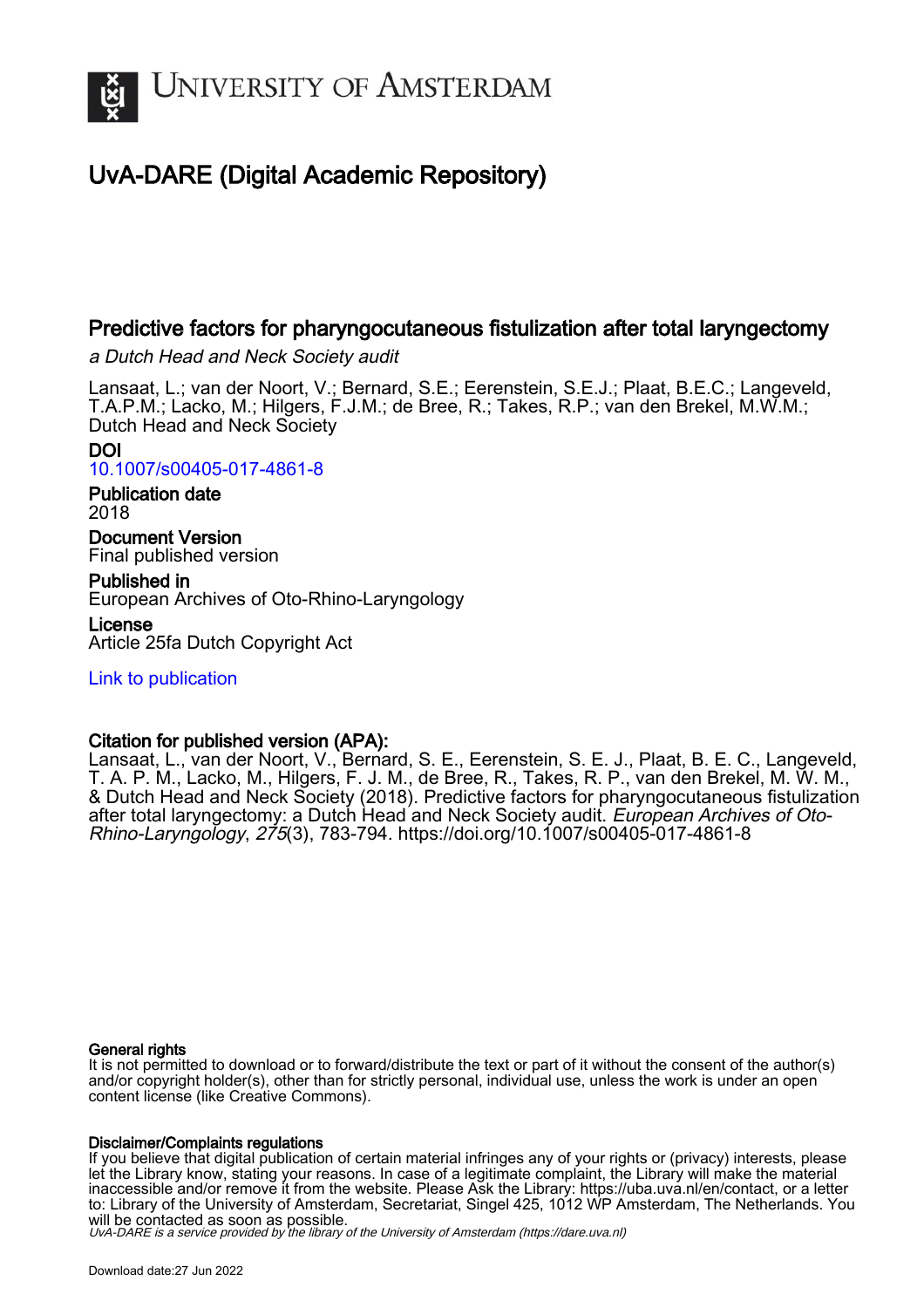# UNIVERSITY OF AMSTERDAM

## UvA-DARE (Digital Academic Repository)

## Predictive factors for pharyngocutaneous fistulization after total laryngectomy

*a Dutch Head and Neck Society audit*

Lansaat, L.; van der Noort, V.; Bernard, S.E.; Eerenstein, S.E.J.; Plaat, B.E.C.; Langeveld, T.A.P.M.; Lacko, M.; Hilgers, F.J.M.; de Bree, R.; Takes, R.P.; van den Brekel, M.W.M.; Dutch Head and Neck Society

**DOI**
10.1007/s00405-017-4861-8

**Publication date**
2018

**Document Version**
Final published version

**Published in**
European Archives of Oto-Rhino-Laryngology

**License**
Article 25fa Dutch Copyright Act

Link to publication

**Citation for published version (APA):**
Lansaat, L., van der Noort, V., Bernard, S. E., Eerenstein, S. E. J., Plaat, B. E. C., Langeveld, T. A. P. M., Lacko, M., Hilgers, F. J. M., de Bree, R., Takes, R. P., van den Brekel, M. W. M., & Dutch Head and Neck Society (2018). Predictive factors for pharyngocutaneous fistulization after total laryngectomy: a Dutch Head and Neck Society audit. *European Archives of Oto-Rhino-Laryngology*, *275*(3), 783-794. https://doi.org/10.1007/s00405-017-4861-8

**General rights**
It is not permitted to download or to forward/distribute the text or part of it without the consent of the author(s) and/or copyright holder(s), other than for strictly personal, individual use, unless the work is under an open content license (like Creative Commons).

**Disclaimer/Complaints regulations**
If you believe that digital publication of certain material infringes any of your rights or (privacy) interests, please let the Library know, stating your reasons. In case of a legitimate complaint, the Library will make the material inaccessible and/or remove it from the website. Please Ask the Library: https://uba.uva.nl/en/contact, or a letter to: Library of the University of Amsterdam, Secretariat, Singel 425, 1012 WP Amsterdam, The Netherlands. You will be contacted as soon as possible.

*UvA-DARE is a service provided by the library of the University of Amsterdam (https://dare.uva.nl)*

Download date:27 Jun 2022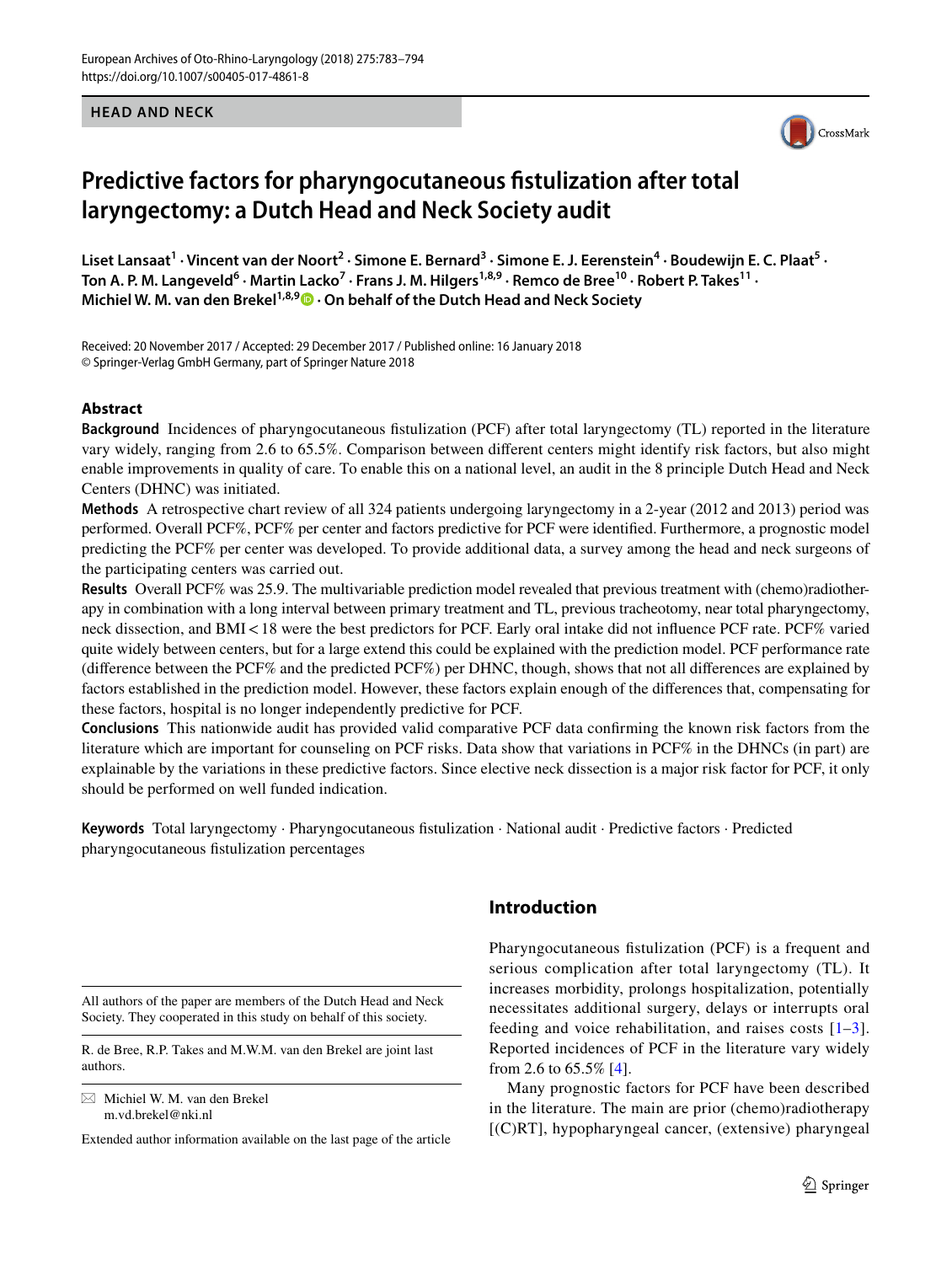# Predictive factors for pharyngocutaneous fistulization after total laryngectomy: a Dutch Head and Neck Society audit

**Liset Lansaat[1] · Vincent van der Noort[2] · Simone E. Bernard[3] · Simone E. J. Eerenstein[4] · Boudewijn E. C. Plaat[5] · Ton A. P. M. Langeveld[6] · Martin Lacko[7] · Frans J. M. Hilgers[1,8,9] · Remco de Bree[10] · Robert P. Takes[11] · Michiel W. M. van den Brekel[1,8,9] · On behalf of the Dutch Head and Neck Society**

Received: 20 November 2017 / Accepted: 29 December 2017 / Published online: 16 January 2018
© Springer-Verlag GmbH Germany, part of Springer Nature 2018

## Abstract

**Background** Incidences of pharyngocutaneous fistulization (PCF) after total laryngectomy (TL) reported in the literature vary widely, ranging from 2.6 to 65.5%. Comparison between different centers might identify risk factors, but also might enable improvements in quality of care. To enable this on a national level, an audit in the 8 principle Dutch Head and Neck Centers (DHNC) was initiated.

**Methods** A retrospective chart review of all 324 patients undergoing laryngectomy in a 2-year (2012 and 2013) period was performed. Overall PCF%, PCF% per center and factors predictive for PCF were identified. Furthermore, a prognostic model predicting the PCF% per center was developed. To provide additional data, a survey among the head and neck surgeons of the participating centers was carried out.

**Results** Overall PCF% was 25.9. The multivariable prediction model revealed that previous treatment with (chemo)radiotherapy in combination with a long interval between primary treatment and TL, previous tracheotomy, near total pharyngectomy, neck dissection, and BMI < 18 were the best predictors for PCF. Early oral intake did not influence PCF rate. PCF% varied quite widely between centers, but for a large extend this could be explained with the prediction model. PCF performance rate (difference between the PCF% and the predicted PCF%) per DHNC, though, shows that not all differences are explained by factors established in the prediction model. However, these factors explain enough of the differences that, compensating for these factors, hospital is no longer independently predictive for PCF.

**Conclusions** This nationwide audit has provided valid comparative PCF data confirming the known risk factors from the literature which are important for counseling on PCF risks. Data show that variations in PCF% in the DHNCs (in part) are explainable by the variations in these predictive factors. Since elective neck dissection is a major risk factor for PCF, it only should be performed on well funded indication.

**Keywords** Total laryngectomy · Pharyngocutaneous fistulization · National audit · Predictive factors · Predicted pharyngocutaneous fistulization percentages

## Introduction

Pharyngocutaneous fistulization (PCF) is a frequent and serious complication after total laryngectomy (TL). It increases morbidity, prolongs hospitalization, potentially necessitates additional surgery, delays or interrupts oral feeding and voice rehabilitation, and raises costs [1–3]. Reported incidences of PCF in the literature vary widely from 2.6 to 65.5% [4].

Many prognostic factors for PCF have been described in the literature. The main are prior (chemo)radiotherapy [(C)RT], hypopharyngeal cancer, (extensive) pharyngeal

---

All authors of the paper are members of the Dutch Head and Neck Society. They cooperated in this study on behalf of this society.

R. de Bree, R.P. Takes and M.W.M. van den Brekel are joint last authors.

✉ Michiel W. M. van den Brekel
m.vd.brekel@nki.nl

Extended author information available on the last page of the article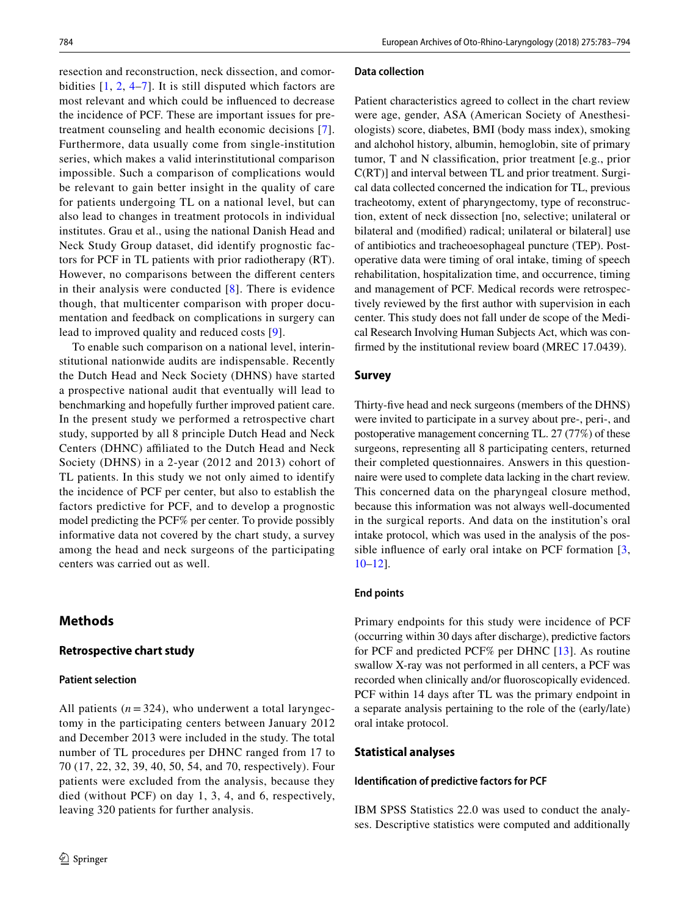resection and reconstruction, neck dissection, and comorbidities [1, 2, 4–7]. It is still disputed which factors are most relevant and which could be influenced to decrease the incidence of PCF. These are important issues for pretreatment counseling and health economic decisions [7]. Furthermore, data usually come from single-institution series, which makes a valid interinstitutional comparison impossible. Such a comparison of complications would be relevant to gain better insight in the quality of care for patients undergoing TL on a national level, but can also lead to changes in treatment protocols in individual institutes. Grau et al., using the national Danish Head and Neck Study Group dataset, did identify prognostic factors for PCF in TL patients with prior radiotherapy (RT). However, no comparisons between the different centers in their analysis were conducted [8]. There is evidence though, that multicenter comparison with proper documentation and feedback on complications in surgery can lead to improved quality and reduced costs [9].

To enable such comparison on a national level, interinstitutional nationwide audits are indispensable. Recently the Dutch Head and Neck Society (DHNS) have started a prospective national audit that eventually will lead to benchmarking and hopefully further improved patient care. In the present study we performed a retrospective chart study, supported by all 8 principle Dutch Head and Neck Centers (DHNC) affiliated to the Dutch Head and Neck Society (DHNS) in a 2-year (2012 and 2013) cohort of TL patients. In this study we not only aimed to identify the incidence of PCF per center, but also to establish the factors predictive for PCF, and to develop a prognostic model predicting the PCF% per center. To provide possibly informative data not covered by the chart study, a survey among the head and neck surgeons of the participating centers was carried out as well.

## Methods

### Retrospective chart study

#### Patient selection

All patients ($n = 324$), who underwent a total laryngectomy in the participating centers between January 2012 and December 2013 were included in the study. The total number of TL procedures per DHNC ranged from 17 to 70 (17, 22, 32, 39, 40, 50, 54, and 70, respectively). Four patients were excluded from the analysis, because they died (without PCF) on day 1, 3, 4, and 6, respectively, leaving 320 patients for further analysis.

#### Data collection

Patient characteristics agreed to collect in the chart review were age, gender, ASA (American Society of Anesthesiologists) score, diabetes, BMI (body mass index), smoking and alchohol history, albumin, hemoglobin, site of primary tumor, T and N classification, prior treatment [e.g., prior C(RT)] and interval between TL and prior treatment. Surgical data collected concerned the indication for TL, previous tracheotomy, extent of pharyngectomy, type of reconstruction, extent of neck dissection [no, selective; unilateral or bilateral and (modified) radical; unilateral or bilateral] use of antibiotics and tracheoesophageal puncture (TEP). Postoperative data were timing of oral intake, timing of speech rehabilitation, hospitalization time, and occurrence, timing and management of PCF. Medical records were retrospectively reviewed by the first author with supervision in each center. This study does not fall under de scope of the Medical Research Involving Human Subjects Act, which was confirmed by the institutional review board (MREC 17.0439).

### Survey

Thirty-five head and neck surgeons (members of the DHNS) were invited to participate in a survey about pre-, peri-, and postoperative management concerning TL. 27 (77%) of these surgeons, representing all 8 participating centers, returned their completed questionnaires. Answers in this questionnaire were used to complete data lacking in the chart review. This concerned data on the pharyngeal closure method, because this information was not always well-documented in the surgical reports. And data on the institution's oral intake protocol, which was used in the analysis of the possible influence of early oral intake on PCF formation [3, 10–12].

#### End points

Primary endpoints for this study were incidence of PCF (occurring within 30 days after discharge), predictive factors for PCF and predicted PCF% per DHNC [13]. As routine swallow X-ray was not performed in all centers, a PCF was recorded when clinically and/or fluoroscopically evidenced. PCF within 14 days after TL was the primary endpoint in a separate analysis pertaining to the role of the (early/late) oral intake protocol.

### Statistical analyses

#### Identification of predictive factors for PCF

IBM SPSS Statistics 22.0 was used to conduct the analyses. Descriptive statistics were computed and additionally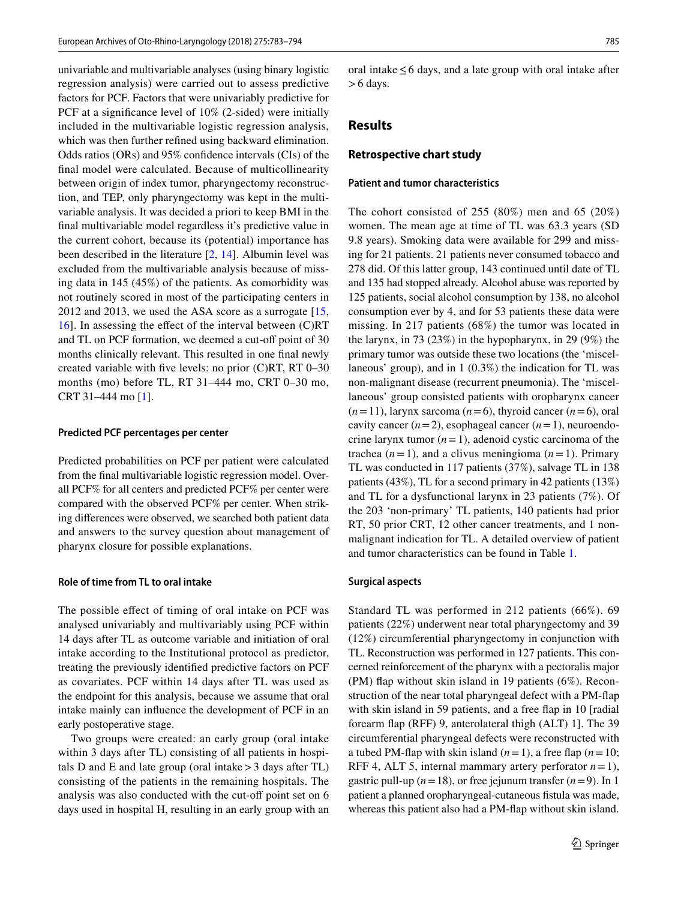univariable and multivariable analyses (using binary logistic regression analysis) were carried out to assess predictive factors for PCF. Factors that were univariably predictive for PCF at a significance level of 10% (2-sided) were initially included in the multivariable logistic regression analysis, which was then further refined using backward elimination. Odds ratios (ORs) and 95% confidence intervals (CIs) of the final model were calculated. Because of multicollinearity between origin of index tumor, pharyngectomy reconstruction, and TEP, only pharyngectomy was kept in the multivariable analysis. It was decided a priori to keep BMI in the final multivariable model regardless it's predictive value in the current cohort, because its (potential) importance has been described in the literature [2, 14]. Albumin level was excluded from the multivariable analysis because of missing data in 145 (45%) of the patients. As comorbidity was not routinely scored in most of the participating centers in 2012 and 2013, we used the ASA score as a surrogate [15, 16]. In assessing the effect of the interval between (C)RT and TL on PCF formation, we deemed a cut-off point of 30 months clinically relevant. This resulted in one final newly created variable with five levels: no prior (C)RT, RT 0–30 months (mo) before TL, RT 31–444 mo, CRT 0–30 mo, CRT 31–444 mo [1].

#### Predicted PCF percentages per center

Predicted probabilities on PCF per patient were calculated from the final multivariable logistic regression model. Overall PCF% for all centers and predicted PCF% per center were compared with the observed PCF% per center. When striking differences were observed, we searched both patient data and answers to the survey question about management of pharynx closure for possible explanations.

#### Role of time from TL to oral intake

The possible effect of timing of oral intake on PCF was analysed univariably and multivariably using PCF within 14 days after TL as outcome variable and initiation of oral intake according to the Institutional protocol as predictor, treating the previously identified predictive factors on PCF as covariates. PCF within 14 days after TL was used as the endpoint for this analysis, because we assume that oral intake mainly can influence the development of PCF in an early postoperative stage.

Two groups were created: an early group (oral intake within 3 days after TL) consisting of all patients in hospitals D and E and late group (oral intake > 3 days after TL) consisting of the patients in the remaining hospitals. The analysis was also conducted with the cut-off point set on 6 days used in hospital H, resulting in an early group with an oral intake ≤ 6 days, and a late group with oral intake after > 6 days.

## Results

### Retrospective chart study

#### Patient and tumor characteristics

The cohort consisted of 255 (80%) men and 65 (20%) women. The mean age at time of TL was 63.3 years (SD 9.8 years). Smoking data were available for 299 and missing for 21 patients. 21 patients never consumed tobacco and 278 did. Of this latter group, 143 continued until date of TL and 135 had stopped already. Alcohol abuse was reported by 125 patients, social alcohol consumption by 138, no alcohol consumption ever by 4, and for 53 patients these data were missing. In 217 patients (68%) the tumor was located in the larynx, in 73 (23%) in the hypopharynx, in 29 (9%) the primary tumor was outside these two locations (the 'miscellaneous' group), and in 1 (0.3%) the indication for TL was non-malignant disease (recurrent pneumonia). The 'miscellaneous' group consisted patients with oropharynx cancer ($n=11$), larynx sarcoma ($n=6$), thyroid cancer ($n=6$), oral cavity cancer ($n=2$), esophageal cancer ($n=1$), neuroendocrine larynx tumor ($n=1$), adenoid cystic carcinoma of the trachea ($n=1$), and a clivus meningioma ($n=1$). Primary TL was conducted in 117 patients (37%), salvage TL in 138 patients (43%), TL for a second primary in 42 patients (13%) and TL for a dysfunctional larynx in 23 patients (7%). Of the 203 'non-primary' TL patients, 140 patients had prior RT, 50 prior CRT, 12 other cancer treatments, and 1 non-malignant indication for TL. A detailed overview of patient and tumor characteristics can be found in Table 1.

#### Surgical aspects

Standard TL was performed in 212 patients (66%). 69 patients (22%) underwent near total pharyngectomy and 39 (12%) circumferential pharyngectomy in conjunction with TL. Reconstruction was performed in 127 patients. This concerned reinforcement of the pharynx with a pectoralis major (PM) flap without skin island in 19 patients (6%). Reconstruction of the near total pharyngeal defect with a PM-flap with skin island in 59 patients, and a free flap in 10 [radial forearm flap (RFF) 9, anterolateral thigh (ALT) 1]. The 39 circumferential pharyngeal defects were reconstructed with a tubed PM-flap with skin island ($n=1$), a free flap ($n=10$; RFF 4, ALT 5, internal mammary artery perforator $n=1$), gastric pull-up ($n=18$), or free jejunum transfer ($n=9$). In 1 patient a planned oropharyngeal-cutaneous fistula was made, whereas this patient also had a PM-flap without skin island.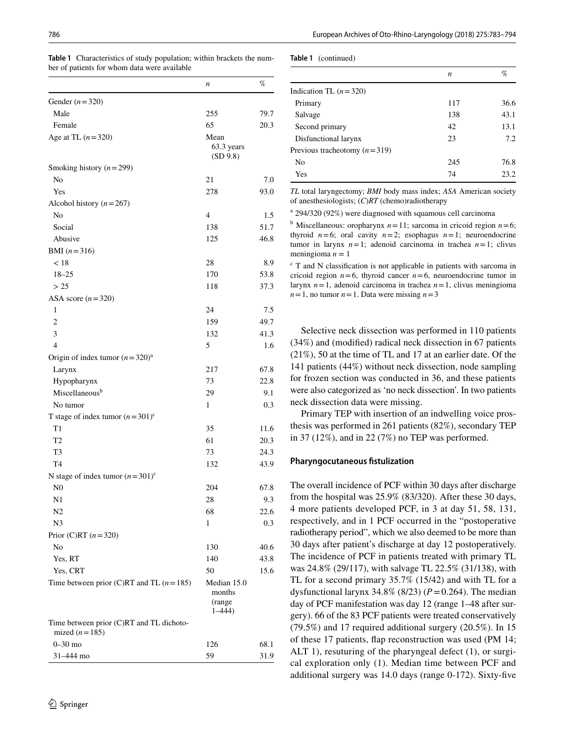**Table 1** Characteristics of study population; within brackets the number of patients for whom data were available

| | *n* | % |
|---|---|---|
| Gender (*n* = 320) | | |
| Male | 255 | 79.7 |
| Female | 65 | 20.3 |
| Age at TL (*n* = 320) | Mean 63.3 years (SD 9.8) | |
| Smoking history (*n* = 299) | | |
| No | 21 | 7.0 |
| Yes | 278 | 93.0 |
| Alcohol history (*n* = 267) | | |
| No | 4 | 1.5 |
| Social | 138 | 51.7 |
| Abusive | 125 | 46.8 |
| BMI (*n* = 316) | | |
| < 18 | 28 | 8.9 |
| 18–25 | 170 | 53.8 |
| > 25 | 118 | 37.3 |
| ASA score (*n* = 320) | | |
| 1 | 24 | 7.5 |
| 2 | 159 | 49.7 |
| 3 | 132 | 41.3 |
| 4 | 5 | 1.6 |
| Origin of index tumor (*n* = 320)[a] | | |
| Larynx | 217 | 67.8 |
| Hypopharynx | 73 | 22.8 |
| Miscellaneous[b] | 29 | 9.1 |
| No tumor | 1 | 0.3 |
| T stage of index tumor (*n* = 301)[c] | | |
| T1 | 35 | 11.6 |
| T2 | 61 | 20.3 |
| T3 | 73 | 24.3 |
| T4 | 132 | 43.9 |
| N stage of index tumor (*n* = 301)[c] | | |
| N0 | 204 | 67.8 |
| N1 | 28 | 9.3 |
| N2 | 68 | 22.6 |
| N3 | 1 | 0.3 |
| Prior (C)RT (*n* = 320) | | |
| No | 130 | 40.6 |
| Yes, RT | 140 | 43.8 |
| Yes, CRT | 50 | 15.6 |
| Time between prior (C)RT and TL (*n* = 185) | Median 15.0 months (range 1–444) | |
| Time between prior (C)RT and TL dichotomized (*n* = 185) | | |
| 0–30 mo | 126 | 68.1 |
| 31–444 mo | 59 | 31.9 |
| Indication TL (*n* = 320) | | |
| Primary | 117 | 36.6 |
| Salvage | 138 | 43.1 |
| Second primary | 42 | 13.1 |
| Disfunctional larynx | 23 | 7.2 |
| Previous tracheotomy (*n* = 319) | | |
| No | 245 | 76.8 |
| Yes | 74 | 23.2 |

*TL* total laryngectomy; *BMI* body mass index; *ASA* American society of anesthesiologists; (*C*)*RT* (chemo)radiotherapy

[a] 294/320 (92%) were diagnosed with squamous cell carcinoma

[b] Miscellaneous: oropharynx *n* = 11; sarcoma in cricoid region *n* = 6; thyroid *n* = 6; oral cavity *n* = 2; esophagus *n* = 1; neuroendocrine tumor in larynx *n* = 1; adenoid carcinoma in trachea *n* = 1; clivus meningioma *n* = 1

[c] T and N classification is not applicable in patients with sarcoma in cricoid region *n* = 6, thyroid cancer *n* = 6, neuroendocrine tumor in larynx *n* = 1, adenoid carcinoma in trachea *n* = 1, clivus meningioma *n* = 1, no tumor *n* = 1. Data were missing *n* = 3

Selective neck dissection was performed in 110 patients (34%) and (modified) radical neck dissection in 67 patients (21%), 50 at the time of TL and 17 at an earlier date. Of the 141 patients (44%) without neck dissection, node sampling for frozen section was conducted in 36, and these patients were also categorized as 'no neck dissection'. In two patients neck dissection data were missing.

Primary TEP with insertion of an indwelling voice prosthesis was performed in 261 patients (82%), secondary TEP in 37 (12%), and in 22 (7%) no TEP was performed.

### Pharyngocutaneous fistulization

The overall incidence of PCF within 30 days after discharge from the hospital was 25.9% (83/320). After these 30 days, 4 more patients developed PCF, in 3 at day 51, 58, 131, respectively, and in 1 PCF occurred in the "postoperative radiotherapy period", which we also deemed to be more than 30 days after patient's discharge at day 12 postoperatively. The incidence of PCF in patients treated with primary TL was 24.8% (29/117), with salvage TL 22.5% (31/138), with TL for a second primary 35.7% (15/42) and with TL for a dysfunctional larynx 34.8% (8/23) ($P = 0.264$). The median day of PCF manifestation was day 12 (range 1–48 after surgery). 66 of the 83 PCF patients were treated conservatively (79.5%) and 17 required additional surgery (20.5%). In 15 of these 17 patients, flap reconstruction was used (PM 14; ALT 1), resuturing of the pharyngeal defect (1), or surgical exploration only (1). Median time between PCF and additional surgery was 14.0 days (range 0-172). Sixty-five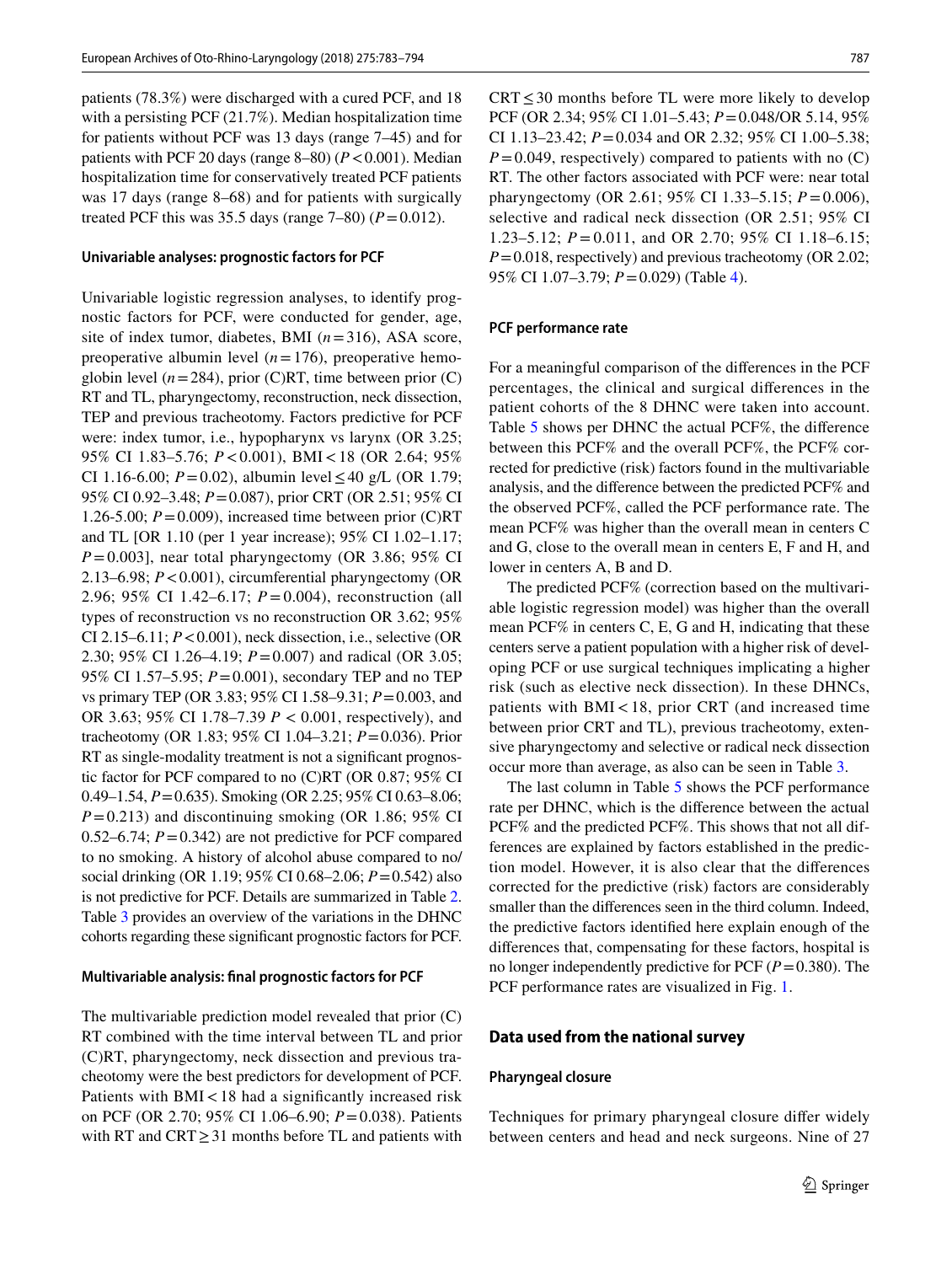patients (78.3%) were discharged with a cured PCF, and 18 with a persisting PCF (21.7%). Median hospitalization time for patients without PCF was 13 days (range 7–45) and for patients with PCF 20 days (range 8–80) ($P < 0.001$). Median hospitalization time for conservatively treated PCF patients was 17 days (range 8–68) and for patients with surgically treated PCF this was 35.5 days (range 7–80) ($P = 0.012$).

#### Univariable analyses: prognostic factors for PCF

Univariable logistic regression analyses, to identify prognostic factors for PCF, were conducted for gender, age, site of index tumor, diabetes, BMI ($n = 316$), ASA score, preoperative albumin level ($n = 176$), preoperative hemoglobin level ($n = 284$), prior (C)RT, time between prior (C)RT and TL, pharyngectomy, reconstruction, neck dissection, TEP and previous tracheotomy. Factors predictive for PCF were: index tumor, i.e., hypopharynx vs larynx (OR 3.25; 95% CI 1.83–5.76; $P < 0.001$), BMI < 18 (OR 2.64; 95% CI 1.16-6.00; $P = 0.02$), albumin level ≤ 40 g/L (OR 1.79; 95% CI 0.92–3.48; $P = 0.087$), prior CRT (OR 2.51; 95% CI 1.26-5.00; $P = 0.009$), increased time between prior (C)RT and TL [OR 1.10 (per 1 year increase); 95% CI 1.02–1.17; $P = 0.003$], near total pharyngectomy (OR 3.86; 95% CI 2.13–6.98; $P < 0.001$), circumferential pharyngectomy (OR 2.96; 95% CI 1.42–6.17; $P = 0.004$), reconstruction (all types of reconstruction vs no reconstruction OR 3.62; 95% CI 2.15–6.11; $P < 0.001$), neck dissection, i.e., selective (OR 2.30; 95% CI 1.26–4.19; $P = 0.007$) and radical (OR 3.05; 95% CI 1.57–5.95; $P = 0.001$), secondary TEP and no TEP vs primary TEP (OR 3.83; 95% CI 1.58–9.31; $P = 0.003$, and OR 3.63; 95% CI 1.78–7.39 $P < 0.001$, respectively), and tracheotomy (OR 1.83; 95% CI 1.04–3.21; $P = 0.036$). Prior RT as single-modality treatment is not a significant prognostic factor for PCF compared to no (C)RT (OR 0.87; 95% CI 0.49–1.54, $P = 0.635$). Smoking (OR 2.25; 95% CI 0.63–8.06; $P = 0.213$) and discontinuing smoking (OR 1.86; 95% CI 0.52–6.74; $P = 0.342$) are not predictive for PCF compared to no smoking. A history of alcohol abuse compared to no/social drinking (OR 1.19; 95% CI 0.68–2.06; $P = 0.542$) also is not predictive for PCF. Details are summarized in Table 2. Table 3 provides an overview of the variations in the DHNC cohorts regarding these significant prognostic factors for PCF.

#### Multivariable analysis: final prognostic factors for PCF

The multivariable prediction model revealed that prior (C)RT combined with the time interval between TL and prior (C)RT, pharyngectomy, neck dissection and previous tracheotomy were the best predictors for development of PCF. Patients with BMI < 18 had a significantly increased risk on PCF (OR 2.70; 95% CI 1.06–6.90; $P = 0.038$). Patients with RT and CRT ≥ 31 months before TL and patients with CRT ≤ 30 months before TL were more likely to develop PCF (OR 2.34; 95% CI 1.01–5.43; $P = 0.048$/OR 5.14, 95% CI 1.13–23.42; $P = 0.034$ and OR 2.32; 95% CI 1.00–5.38; $P = 0.049$, respectively) compared to patients with no (C) RT. The other factors associated with PCF were: near total pharyngectomy (OR 2.61; 95% CI 1.33–5.15; $P = 0.006$), selective and radical neck dissection (OR 2.51; 95% CI 1.23–5.12; $P = 0.011$, and OR 2.70; 95% CI 1.18–6.15; $P = 0.018$, respectively) and previous tracheotomy (OR 2.02; 95% CI 1.07–3.79; $P = 0.029$) (Table 4).

#### PCF performance rate

For a meaningful comparison of the differences in the PCF percentages, the clinical and surgical differences in the patient cohorts of the 8 DHNC were taken into account. Table 5 shows per DHNC the actual PCF%, the difference between this PCF% and the overall PCF%, the PCF% corrected for predictive (risk) factors found in the multivariable analysis, and the difference between the predicted PCF% and the observed PCF%, called the PCF performance rate. The mean PCF% was higher than the overall mean in centers C and G, close to the overall mean in centers E, F and H, and lower in centers A, B and D.

The predicted PCF% (correction based on the multivariable logistic regression model) was higher than the overall mean PCF% in centers C, E, G and H, indicating that these centers serve a patient population with a higher risk of developing PCF or use surgical techniques implicating a higher risk (such as elective neck dissection). In these DHNCs, patients with BMI < 18, prior CRT (and increased time between prior CRT and TL), previous tracheotomy, extensive pharyngectomy and selective or radical neck dissection occur more than average, as also can be seen in Table 3.

The last column in Table 5 shows the PCF performance rate per DHNC, which is the difference between the actual PCF% and the predicted PCF%. This shows that not all differences are explained by factors established in the prediction model. However, it is also clear that the differences corrected for the predictive (risk) factors are considerably smaller than the differences seen in the third column. Indeed, the predictive factors identified here explain enough of the differences that, compensating for these factors, hospital is no longer independently predictive for PCF ($P = 0.380$). The PCF performance rates are visualized in Fig. 1.

### Data used from the national survey

#### Pharyngeal closure

Techniques for primary pharyngeal closure differ widely between centers and head and neck surgeons. Nine of 27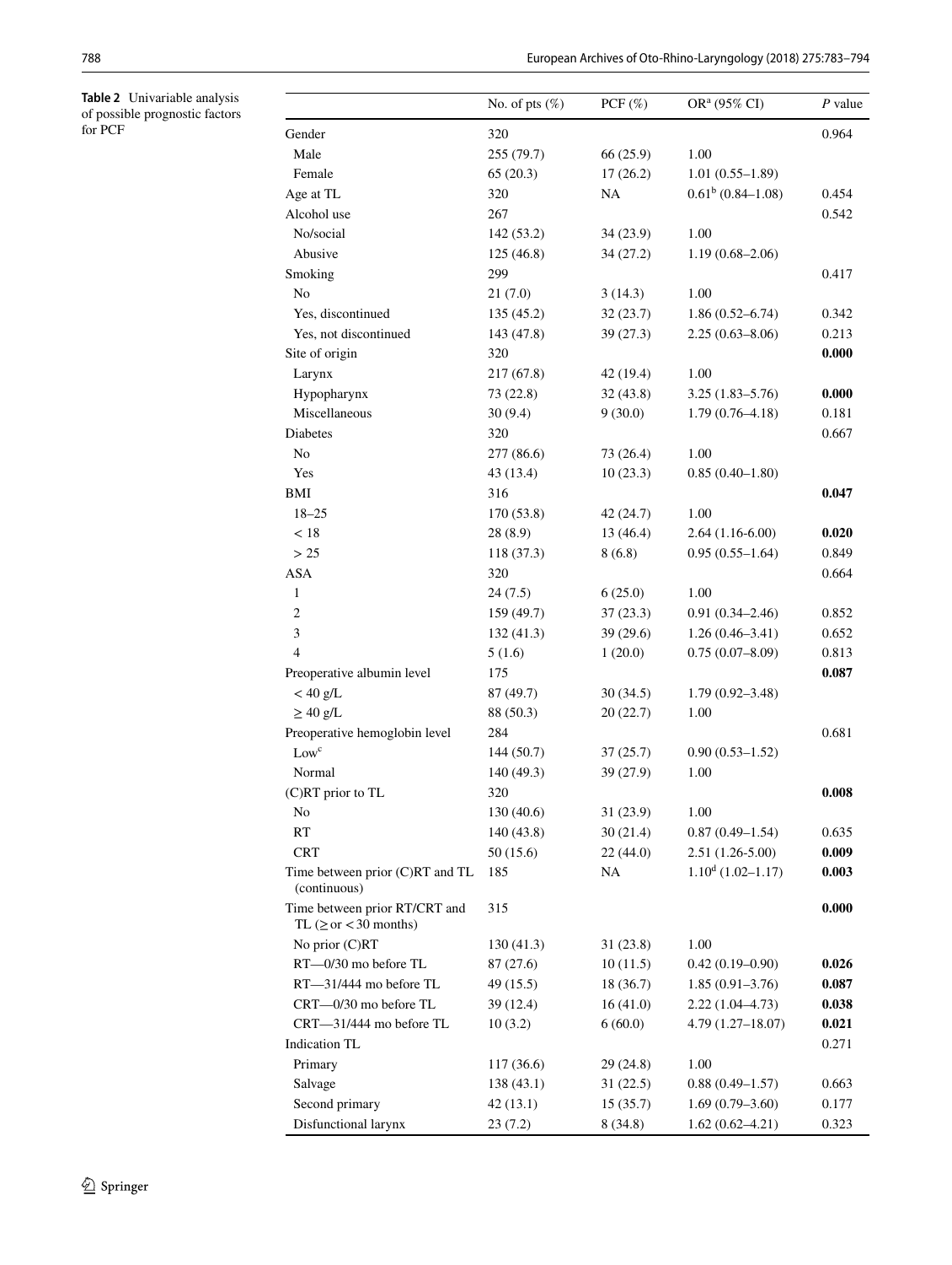**Table 2** Univariable analysis of possible prognostic factors for PCF

| | No. of pts (%) | PCF (%) | OR[a] (95% CI) | *P* value |
|---|---|---|---|---|
| Gender | 320 | | | 0.964 |
| Male | 255 (79.7) | 66 (25.9) | 1.00 | |
| Female | 65 (20.3) | 17 (26.2) | 1.01 (0.55–1.89) | |
| Age at TL | 320 | NA | 0.61[b] (0.84–1.08) | 0.454 |
| Alcohol use | 267 | | | 0.542 |
| No/social | 142 (53.2) | 34 (23.9) | 1.00 | |
| Abusive | 125 (46.8) | 34 (27.2) | 1.19 (0.68–2.06) | |
| Smoking | 299 | | | 0.417 |
| No | 21 (7.0) | 3 (14.3) | 1.00 | |
| Yes, discontinued | 135 (45.2) | 32 (23.7) | 1.86 (0.52–6.74) | 0.342 |
| Yes, not discontinued | 143 (47.8) | 39 (27.3) | 2.25 (0.63–8.06) | 0.213 |
| Site of origin | 320 | | | **0.000** |
| Larynx | 217 (67.8) | 42 (19.4) | 1.00 | |
| Hypopharynx | 73 (22.8) | 32 (43.8) | 3.25 (1.83–5.76) | **0.000** |
| Miscellaneous | 30 (9.4) | 9 (30.0) | 1.79 (0.76–4.18) | 0.181 |
| Diabetes | 320 | | | 0.667 |
| No | 277 (86.6) | 73 (26.4) | 1.00 | |
| Yes | 43 (13.4) | 10 (23.3) | 0.85 (0.40–1.80) | |
| BMI | 316 | | | **0.047** |
| 18–25 | 170 (53.8) | 42 (24.7) | 1.00 | |
| < 18 | 28 (8.9) | 13 (46.4) | 2.64 (1.16-6.00) | **0.020** |
| > 25 | 118 (37.3) | 8 (6.8) | 0.95 (0.55–1.64) | 0.849 |
| ASA | 320 | | | 0.664 |
| 1 | 24 (7.5) | 6 (25.0) | 1.00 | |
| 2 | 159 (49.7) | 37 (23.3) | 0.91 (0.34–2.46) | 0.852 |
| 3 | 132 (41.3) | 39 (29.6) | 1.26 (0.46–3.41) | 0.652 |
| 4 | 5 (1.6) | 1 (20.0) | 0.75 (0.07–8.09) | 0.813 |
| Preoperative albumin level | 175 | | | **0.087** |
| < 40 g/L | 87 (49.7) | 30 (34.5) | 1.79 (0.92–3.48) | |
| ≥ 40 g/L | 88 (50.3) | 20 (22.7) | 1.00 | |
| Preoperative hemoglobin level | 284 | | | 0.681 |
| Low[c] | 144 (50.7) | 37 (25.7) | 0.90 (0.53–1.52) | |
| Normal | 140 (49.3) | 39 (27.9) | 1.00 | |
| (C)RT prior to TL | 320 | | | **0.008** |
| No | 130 (40.6) | 31 (23.9) | 1.00 | |
| RT | 140 (43.8) | 30 (21.4) | 0.87 (0.49–1.54) | 0.635 |
| CRT | 50 (15.6) | 22 (44.0) | 2.51 (1.26-5.00) | **0.009** |
| Time between prior (C)RT and TL (continuous) | 185 | NA | 1.10[d] (1.02–1.17) | **0.003** |
| Time between prior RT/CRT and TL (≥ or < 30 months) | 315 | | | **0.000** |
| No prior (C)RT | 130 (41.3) | 31 (23.8) | 1.00 | |
| RT—0/30 mo before TL | 87 (27.6) | 10 (11.5) | 0.42 (0.19–0.90) | **0.026** |
| RT—31/444 mo before TL | 49 (15.5) | 18 (36.7) | 1.85 (0.91–3.76) | **0.087** |
| CRT—0/30 mo before TL | 39 (12.4) | 16 (41.0) | 2.22 (1.04–4.73) | **0.038** |
| CRT—31/444 mo before TL | 10 (3.2) | 6 (60.0) | 4.79 (1.27–18.07) | **0.021** |
| Indication TL | | | | 0.271 |
| Primary | 117 (36.6) | 29 (24.8) | 1.00 | |
| Salvage | 138 (43.1) | 31 (22.5) | 0.88 (0.49–1.57) | 0.663 |
| Second primary | 42 (13.1) | 15 (35.7) | 1.69 (0.79–3.60) | 0.177 |
| Disfunctional larynx | 23 (7.2) | 8 (34.8) | 1.62 (0.62–4.21) | 0.323 |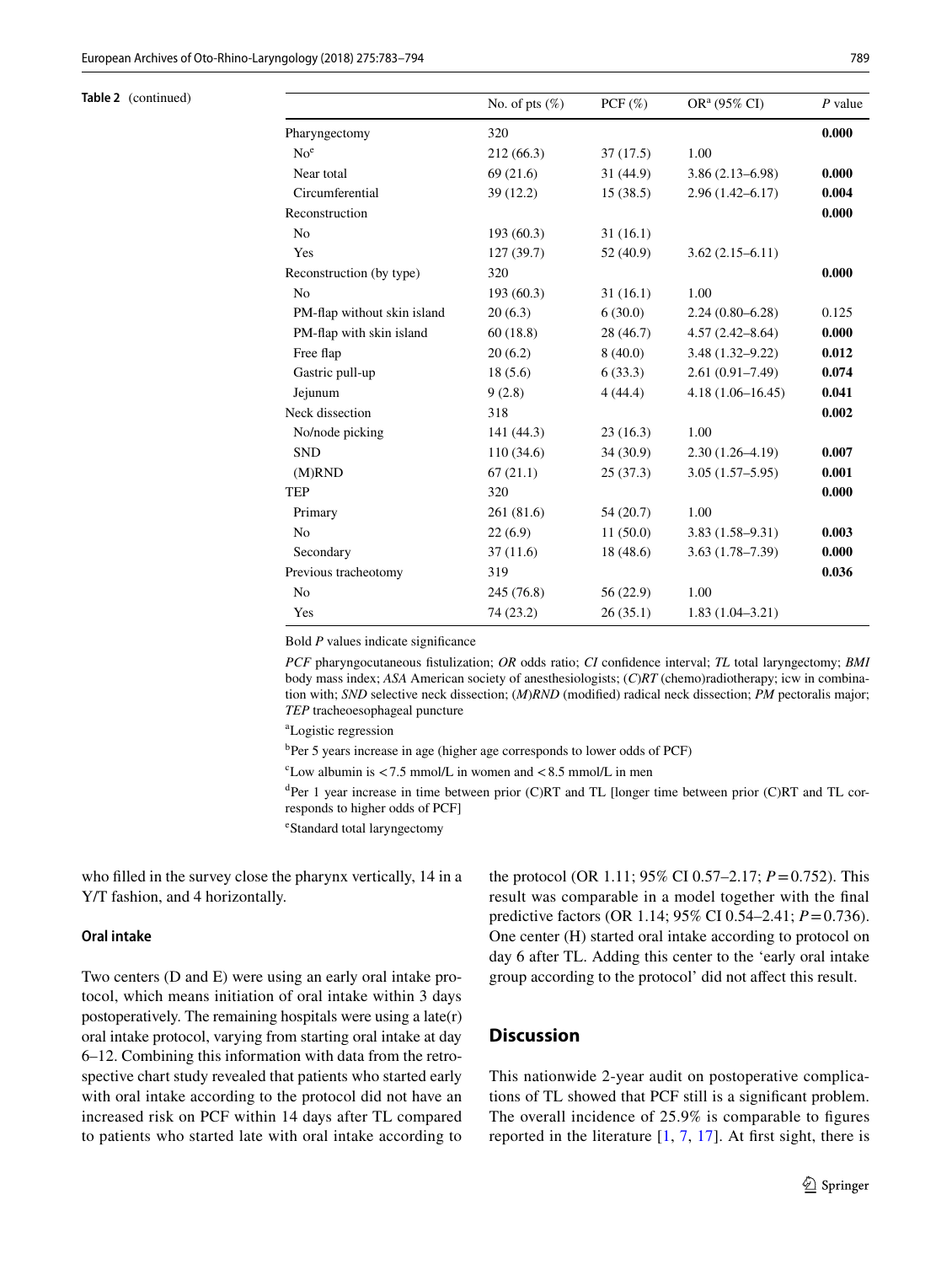**Table 2** (continued)

| | No. of pts (%) | PCF (%) | OR[a] (95% CI) | *P* value |
|---|---|---|---|---|
| Pharyngectomy | 320 | | | **0.000** |
| No[e] | 212 (66.3) | 37 (17.5) | 1.00 | |
| Near total | 69 (21.6) | 31 (44.9) | 3.86 (2.13–6.98) | **0.000** |
| Circumferential | 39 (12.2) | 15 (38.5) | 2.96 (1.42–6.17) | **0.004** |
| Reconstruction | | | | **0.000** |
| No | 193 (60.3) | 31 (16.1) | | |
| Yes | 127 (39.7) | 52 (40.9) | 3.62 (2.15–6.11) | |
| Reconstruction (by type) | 320 | | | **0.000** |
| No | 193 (60.3) | 31 (16.1) | 1.00 | |
| PM-flap without skin island | 20 (6.3) | 6 (30.0) | 2.24 (0.80–6.28) | 0.125 |
| PM-flap with skin island | 60 (18.8) | 28 (46.7) | 4.57 (2.42–8.64) | **0.000** |
| Free flap | 20 (6.2) | 8 (40.0) | 3.48 (1.32–9.22) | **0.012** |
| Gastric pull-up | 18 (5.6) | 6 (33.3) | 2.61 (0.91–7.49) | 0.074 |
| Jejunum | 9 (2.8) | 4 (44.4) | 4.18 (1.06–16.45) | **0.041** |
| Neck dissection | 318 | | | **0.002** |
| No/node picking | 141 (44.3) | 23 (16.3) | 1.00 | |
| SND | 110 (34.6) | 34 (30.9) | 2.30 (1.26–4.19) | **0.007** |
| (M)RND | 67 (21.1) | 25 (37.3) | 3.05 (1.57–5.95) | **0.001** |
| TEP | 320 | | | **0.000** |
| Primary | 261 (81.6) | 54 (20.7) | 1.00 | |
| No | 22 (6.9) | 11 (50.0) | 3.83 (1.58–9.31) | **0.003** |
| Secondary | 37 (11.6) | 18 (48.6) | 3.63 (1.78–7.39) | **0.000** |
| Previous tracheotomy | 319 | | | **0.036** |
| No | 245 (76.8) | 56 (22.9) | 1.00 | |
| Yes | 74 (23.2) | 26 (35.1) | 1.83 (1.04–3.21) | |

Bold *P* values indicate significance

*PCF* pharyngocutaneous fistulization; *OR* odds ratio; *CI* confidence interval; *TL* total laryngectomy; *BMI* body mass index; *ASA* American society of anesthesiologists; (*C*)*RT* (chemo)radiotherapy; icw in combination with; *SND* selective neck dissection; (*M*)*RND* (modified) radical neck dissection; *PM* pectoralis major; *TEP* tracheoesophageal puncture

[a]Logistic regression

[b]Per 5 years increase in age (higher age corresponds to lower odds of PCF)

[c]Low albumin is <7.5 mmol/L in women and <8.5 mmol/L in men

[d]Per 1 year increase in time between prior (C)RT and TL [longer time between prior (C)RT and TL corresponds to higher odds of PCF]

[e]Standard total laryngectomy

who filled in the survey close the pharynx vertically, 14 in a Y/T fashion, and 4 horizontally.

### Oral intake

Two centers (D and E) were using an early oral intake protocol, which means initiation of oral intake within 3 days postoperatively. The remaining hospitals were using a late(r) oral intake protocol, varying from starting oral intake at day 6–12. Combining this information with data from the retrospective chart study revealed that patients who started early with oral intake according to the protocol did not have an increased risk on PCF within 14 days after TL compared to patients who started late with oral intake according to the protocol (OR 1.11; 95% CI 0.57–2.17; $P = 0.752$). This result was comparable in a model together with the final predictive factors (OR 1.14; 95% CI 0.54–2.41; $P = 0.736$). One center (H) started oral intake according to protocol on day 6 after TL. Adding this center to the 'early oral intake group according to the protocol' did not affect this result.

## Discussion

This nationwide 2-year audit on postoperative complications of TL showed that PCF still is a significant problem. The overall incidence of 25.9% is comparable to figures reported in the literature [1, 7, 17]. At first sight, there is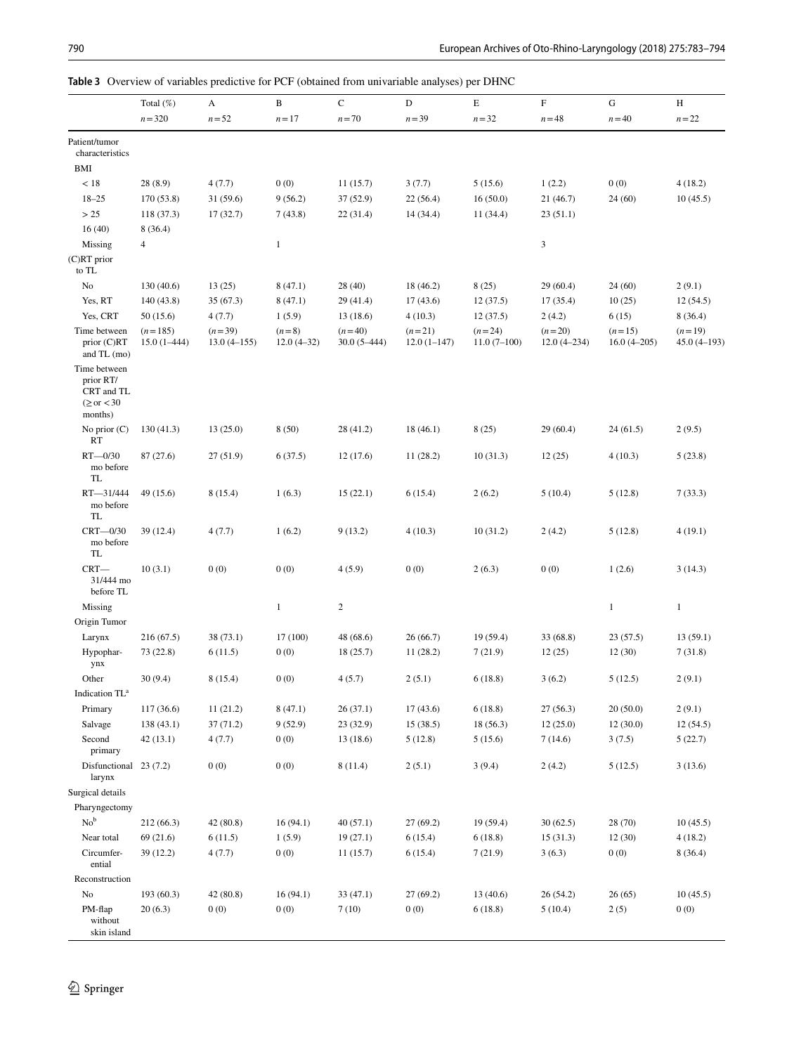**Table 3** Overview of variables predictive for PCF (obtained from univariable analyses) per DHNC

| | Total (%) | A | B | C | D | E | F | G | H |
|---|---|---|---|---|---|---|---|---|---|
| | n = 320 | n = 52 | n = 17 | n = 70 | n = 39 | n = 32 | n = 48 | n = 40 | n = 22 |
| Patient/tumor characteristics | | | | | | | | | |
| BMI | | | | | | | | | |
| < 18 | 28 (8.9) | 4 (7.7) | 0 (0) | 11 (15.7) | 3 (7.7) | 5 (15.6) | 1 (2.2) | 0 (0) | 4 (18.2) |
| 18–25 | 170 (53.8) | 31 (59.6) | 9 (56.2) | 37 (52.9) | 22 (56.4) | 16 (50.0) | 21 (46.7) | 24 (60) | 10 (45.5) |
| > 25 | 118 (37.3) | 17 (32.7) | 7 (43.8) | 22 (31.4) | 14 (34.4) | 11 (34.4) | 23 (51.1) | | |
| 16 (40) | 8 (36.4) | | | | | | | | |
| Missing | 4 | | 1 | | | | 3 | | |
| (C)RT prior to TL | | | | | | | | | |
| No | 130 (40.6) | 13 (25) | 8 (47.1) | 28 (40) | 18 (46.2) | 8 (25) | 29 (60.4) | 24 (60) | 2 (9.1) |
| Yes, RT | 140 (43.8) | 35 (67.3) | 8 (47.1) | 29 (41.4) | 17 (43.6) | 12 (37.5) | 17 (35.4) | 10 (25) | 12 (54.5) |
| Yes, CRT | 50 (15.6) | 4 (7.7) | 1 (5.9) | 13 (18.6) | 4 (10.3) | 12 (37.5) | 2 (4.2) | 6 (15) | 8 (36.4) |
| Time between prior (C)RT and TL (mo) | (n = 185) 15.0 (1–444) | (n = 39) 13.0 (4–155) | (n = 8) 12.0 (4–32) | (n = 40) 30.0 (5–444) | (n = 21) 12.0 (1–147) | (n = 24) 11.0 (7–100) | (n = 20) 12.0 (4–234) | (n = 15) 16.0 (4–205) | (n = 19) 45.0 (4–193) |
| Time between prior RT/CRT and TL (≥ or < 30 months) | | | | | | | | | |
| No prior (C) RT | 130 (41.3) | 13 (25.0) | 8 (50) | 28 (41.2) | 18 (46.1) | 8 (25) | 29 (60.4) | 24 (61.5) | 2 (9.5) |
| RT—0/30 mo before TL | 87 (27.6) | 27 (51.9) | 6 (37.5) | 12 (17.6) | 11 (28.2) | 10 (31.3) | 12 (25) | 4 (10.3) | 5 (23.8) |
| RT—31/444 mo before TL | 49 (15.6) | 8 (15.4) | 1 (6.3) | 15 (22.1) | 6 (15.4) | 2 (6.2) | 5 (10.4) | 5 (12.8) | 7 (33.3) |
| CRT—0/30 mo before TL | 39 (12.4) | 4 (7.7) | 1 (6.2) | 9 (13.2) | 4 (10.3) | 10 (31.2) | 2 (4.2) | 5 (12.8) | 4 (19.1) |
| CRT—31/444 mo before TL | 10 (3.1) | 0 (0) | 0 (0) | 4 (5.9) | 0 (0) | 2 (6.3) | 0 (0) | 1 (2.6) | 3 (14.3) |
| Missing | | | 1 | 2 | | | | 1 | 1 |
| Origin Tumor | | | | | | | | | |
| Larynx | 216 (67.5) | 38 (73.1) | 17 (100) | 48 (68.6) | 26 (66.7) | 19 (59.4) | 33 (68.8) | 23 (57.5) | 13 (59.1) |
| Hypopharynx | 73 (22.8) | 6 (11.5) | 0 (0) | 18 (25.7) | 11 (28.2) | 7 (21.9) | 12 (25) | 12 (30) | 7 (31.8) |
| Other | 30 (9.4) | 8 (15.4) | 0 (0) | 4 (5.7) | 2 (5.1) | 6 (18.8) | 3 (6.2) | 5 (12.5) | 2 (9.1) |
| Indication TL[a] | | | | | | | | | |
| Primary | 117 (36.6) | 11 (21.2) | 8 (47.1) | 26 (37.1) | 17 (43.6) | 6 (18.8) | 27 (56.3) | 20 (50.0) | 2 (9.1) |
| Salvage | 138 (43.1) | 37 (71.2) | 9 (52.9) | 23 (32.9) | 15 (38.5) | 18 (56.3) | 12 (25.0) | 12 (30.0) | 12 (54.5) |
| Second primary | 42 (13.1) | 4 (7.7) | 0 (0) | 13 (18.6) | 5 (12.8) | 5 (15.6) | 7 (14.6) | 3 (7.5) | 5 (22.7) |
| Disfunctional larynx | 23 (7.2) | 0 (0) | 0 (0) | 8 (11.4) | 2 (5.1) | 3 (9.4) | 2 (4.2) | 5 (12.5) | 3 (13.6) |
| Surgical details | | | | | | | | | |
| Pharyngectomy | | | | | | | | | |
| No[b] | 212 (66.3) | 42 (80.8) | 16 (94.1) | 40 (57.1) | 27 (69.2) | 19 (59.4) | 30 (62.5) | 28 (70) | 10 (45.5) |
| Near total | 69 (21.6) | 6 (11.5) | 1 (5.9) | 19 (27.1) | 6 (15.4) | 6 (18.8) | 15 (31.3) | 12 (30) | 4 (18.2) |
| Circumferential | 39 (12.2) | 4 (7.7) | 0 (0) | 11 (15.7) | 6 (15.4) | 7 (21.9) | 3 (6.3) | 0 (0) | 8 (36.4) |
| Reconstruction | | | | | | | | | |
| No | 193 (60.3) | 42 (80.8) | 16 (94.1) | 33 (47.1) | 27 (69.2) | 13 (40.6) | 26 (54.2) | 26 (65) | 10 (45.5) |
| PM-flap without skin island | 20 (6.3) | 0 (0) | 0 (0) | 7 (10) | 0 (0) | 6 (18.8) | 5 (10.4) | 2 (5) | 0 (0) |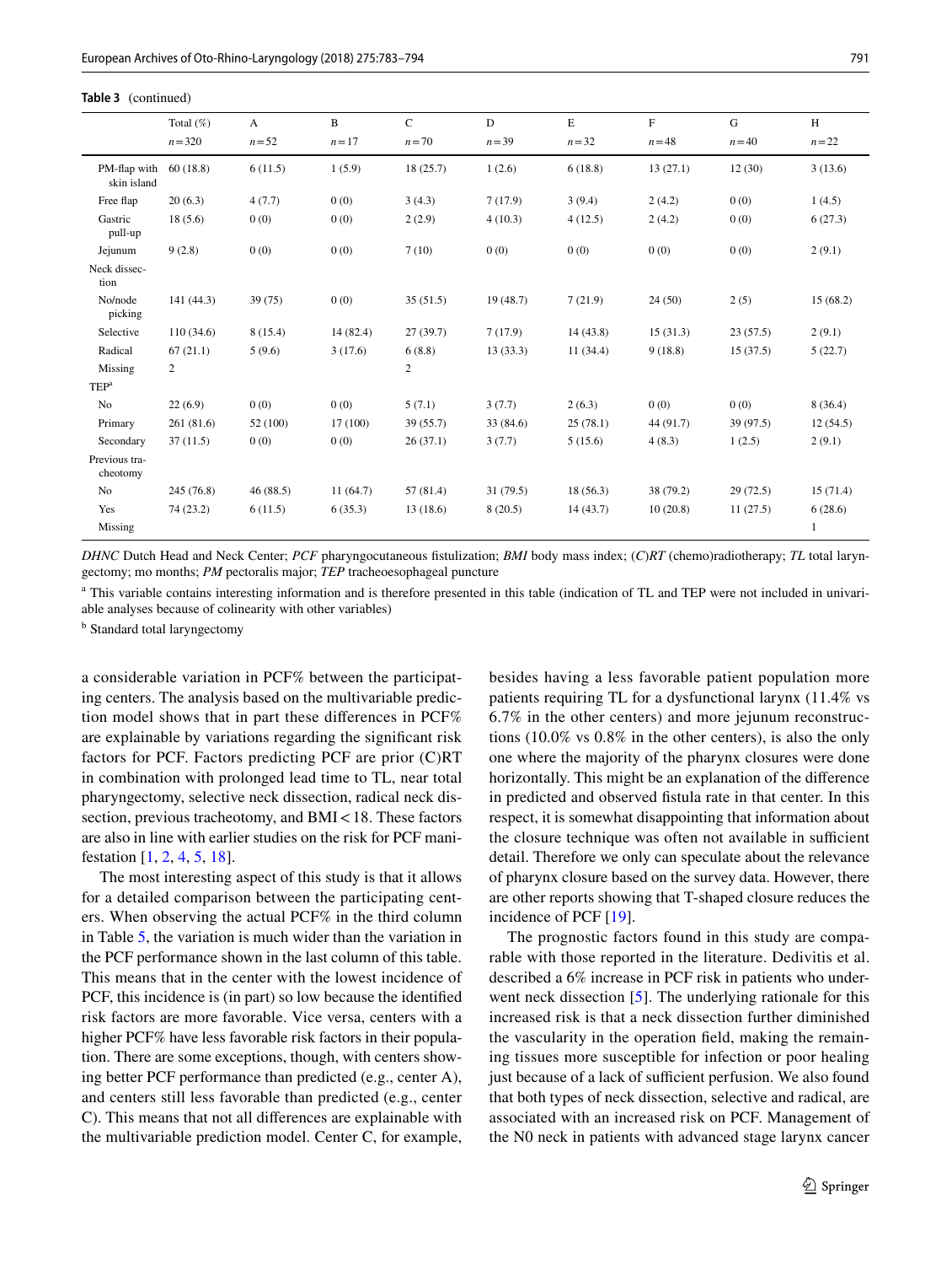**Table 3** (continued)

| | Total (%) $n=320$ | A $n=52$ | B $n=17$ | C $n=70$ | D $n=39$ | E $n=32$ | F $n=48$ | G $n=40$ | H $n=22$ |
|---|---|---|---|---|---|---|---|---|---|
| PM-flap with skin island | 60 (18.8) | 6 (11.5) | 1 (5.9) | 18 (25.7) | 1 (2.6) | 6 (18.8) | 13 (27.1) | 12 (30) | 3 (13.6) |
| Free flap | 20 (6.3) | 4 (7.7) | 0 (0) | 3 (4.3) | 7 (17.9) | 3 (9.4) | 2 (4.2) | 0 (0) | 1 (4.5) |
| Gastric pull-up | 18 (5.6) | 0 (0) | 0 (0) | 2 (2.9) | 4 (10.3) | 4 (12.5) | 2 (4.2) | 0 (0) | 6 (27.3) |
| Jejunum | 9 (2.8) | 0 (0) | 0 (0) | 7 (10) | 0 (0) | 0 (0) | 0 (0) | 0 (0) | 2 (9.1) |
| Neck dissection | | | | | | | | | |
| No/node picking | 141 (44.3) | 39 (75) | 0 (0) | 35 (51.5) | 19 (48.7) | 7 (21.9) | 24 (50) | 2 (5) | 15 (68.2) |
| Selective | 110 (34.6) | 8 (15.4) | 14 (82.4) | 27 (39.7) | 7 (17.9) | 14 (43.8) | 15 (31.3) | 23 (57.5) | 2 (9.1) |
| Radical | 67 (21.1) | 5 (9.6) | 3 (17.6) | 6 (8.8) | 13 (33.3) | 11 (34.4) | 9 (18.8) | 15 (37.5) | 5 (22.7) |
| Missing | 2 | | | 2 | | | | | |
| TEP[a] | | | | | | | | | |
| No | 22 (6.9) | 0 (0) | 0 (0) | 5 (7.1) | 3 (7.7) | 2 (6.3) | 0 (0) | 0 (0) | 8 (36.4) |
| Primary | 261 (81.6) | 52 (100) | 17 (100) | 39 (55.7) | 33 (84.6) | 25 (78.1) | 44 (91.7) | 39 (97.5) | 12 (54.5) |
| Secondary | 37 (11.5) | 0 (0) | 0 (0) | 26 (37.1) | 3 (7.7) | 5 (15.6) | 4 (8.3) | 1 (2.5) | 2 (9.1) |
| Previous tracheotomy | | | | | | | | | |
| No | 245 (76.8) | 46 (88.5) | 11 (64.7) | 57 (81.4) | 31 (79.5) | 18 (56.3) | 38 (79.2) | 29 (72.5) | 15 (71.4) |
| Yes | 74 (23.2) | 6 (11.5) | 6 (35.3) | 13 (18.6) | 8 (20.5) | 14 (43.7) | 10 (20.8) | 11 (27.5) | 6 (28.6) |
| Missing | | | | | | | | | 1 |

*DHNC* Dutch Head and Neck Center; *PCF* pharyngocutaneous fistulization; *BMI* body mass index; (*C*)*RT* (chemo)radiotherapy; *TL* total laryngectomy; mo months; *PM* pectoralis major; *TEP* tracheoesophageal puncture

[a] This variable contains treatment information and is therefore presented in this table (indication of TL and TEP were not included in univariable analyses because of colinearity with other variables)

[b] Standard total laryngectomy

a considerable variation in PCF% between the participating centers. The analysis based on the multivariable prediction model shows that in part these differences in PCF% are explainable by variations regarding the significant risk factors for PCF. Factors predicting PCF are prior (C)RT in combination with prolonged lead time to TL, near total pharyngectomy, selective neck dissection, radical neck dissection, previous tracheotomy, and BMI < 18. These factors are also in line with earlier studies on the risk for PCF manifestation [1, 2, 4, 5, 18].

The most interesting aspect of this study is that it allows for a detailed comparison between the participating centers. When observing the actual PCF% in the third column in Table 5, the variation is much wider than the variation in the PCF performance shown in the last column of this table. This means that in the center with the lowest incidence of PCF, this incidence is (in part) so low because the identified risk factors are more favorable. Vice versa, centers with a higher PCF% have less favorable risk factors in their population. There are some exceptions, though, with centers showing better PCF performance than predicted (e.g., center A), and centers still less favorable than predicted (e.g., center C). This means that not all differences are explainable with the multivariable prediction model. Center C, for example, besides having a less favorable patient population more patients requiring TL for a dysfunctional larynx (11.4% vs 6.7% in the other centers) and more jejunum reconstructions (10.0% vs 0.8% in the other centers), is also the only one where the majority of the pharynx closures were done horizontally. This might be an explanation of the difference in predicted and observed fistula rate in that center. In this respect, it is somewhat disappointing that information about the closure technique was often not available in sufficient detail. Therefore we only can speculate about the relevance of pharynx closure based on the survey data. However, there are other reports showing that T-shaped closure reduces the incidence of PCF [19].

The prognostic factors found in this study are comparable with those reported in the literature. Dedivitis et al. described a 6% increase in PCF risk in patients who underwent neck dissection [5]. The underlying rationale for this increased risk is that a neck dissection further diminished the vascularity in the operation field, making the remaining tissues more susceptible for infection or poor healing just because of a lack of sufficient perfusion. We also found that both types of neck dissection, selective and radical, are associated with an increased risk on PCF. Management of the N0 neck in patients with advanced stage larynx cancer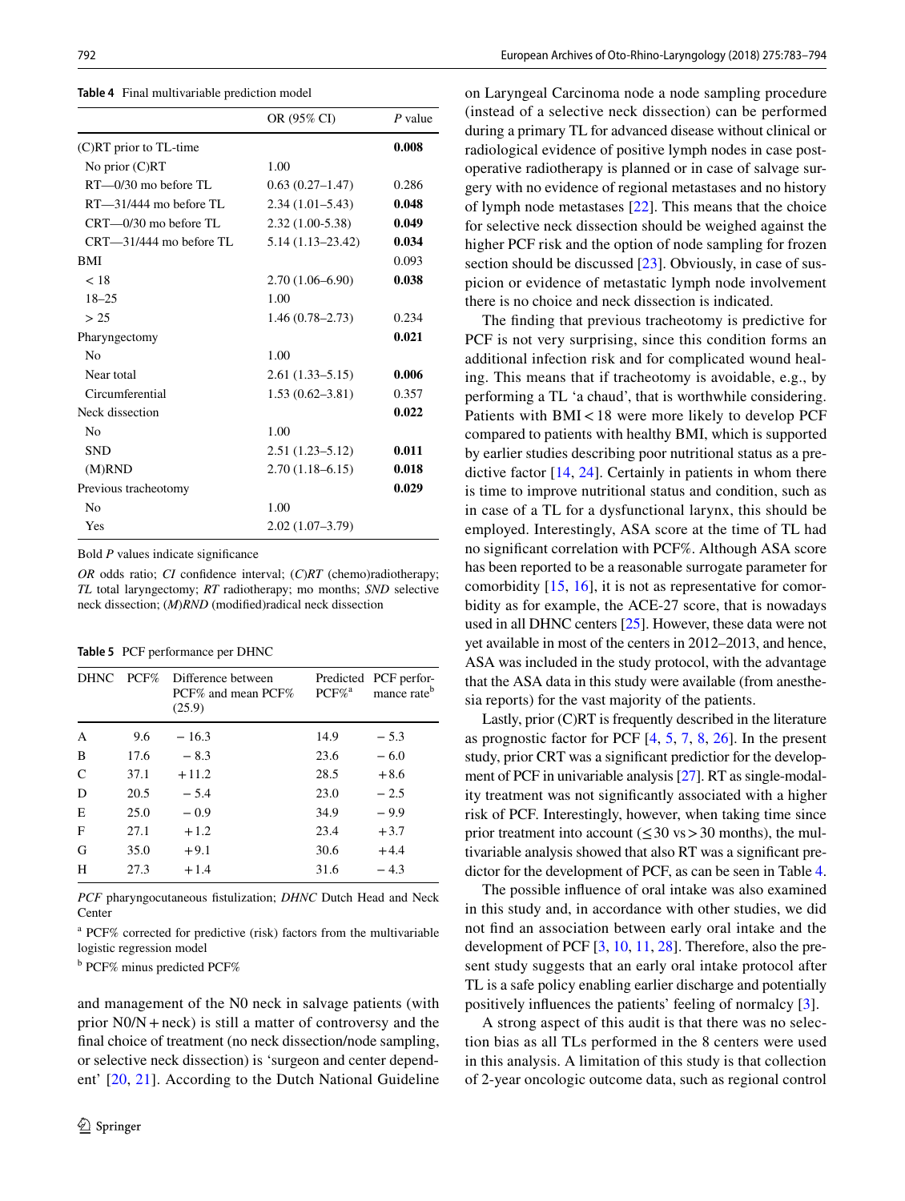**Table 4** Final multivariable prediction model

| | OR (95% CI) | *P* value |
|---|---|---|
| (C)RT prior to TL-time | | **0.008** |
| No prior (C)RT | 1.00 | |
| RT—0/30 mo before TL | 0.63 (0.27–1.47) | 0.286 |
| RT—31/444 mo before TL | 2.34 (1.01–5.43) | **0.048** |
| CRT—0/30 mo before TL | 2.32 (1.00-5.38) | **0.049** |
| CRT—31/444 mo before TL | 5.14 (1.13–23.42) | **0.034** |
| BMI | | 0.093 |
| < 18 | 2.70 (1.06–6.90) | **0.038** |
| 18–25 | 1.00 | |
| > 25 | 1.46 (0.78–2.73) | 0.234 |
| Pharyngectomy | | **0.021** |
| No | 1.00 | |
| Near total | 2.61 (1.33–5.15) | **0.006** |
| Circumferential | 1.53 (0.62–3.81) | 0.357 |
| Neck dissection | | **0.022** |
| No | 1.00 | |
| SND | 2.51 (1.23–5.12) | **0.011** |
| (M)RND | 2.70 (1.18–6.15) | **0.018** |
| Previous tracheotomy | | **0.029** |
| No | 1.00 | |
| Yes | 2.02 (1.07–3.79) | |

Bold *P* values indicate significance

*OR* odds ratio; *CI* confidence interval; *(C)RT* (chemo)radiotherapy; *TL* total laryngectomy; *RT* radiotherapy; mo months; *SND* selective neck dissection; *(M)RND* (modified)radical neck dissection

**Table 5** PCF performance per DHNC

| DHNC | PCF% | Difference between PCF% and mean PCF% (25.9) | Predicted PCF%[a] | PCF performance rate[b] |
|---|---|---|---|---|
| A | 9.6 | − 16.3 | 14.9 | − 5.3 |
| B | 17.6 | − 8.3 | 23.6 | − 6.0 |
| C | 37.1 | + 11.2 | 28.5 | + 8.6 |
| D | 20.5 | − 5.4 | 23.0 | − 2.5 |
| E | 25.0 | − 0.9 | 34.9 | − 9.9 |
| F | 27.1 | + 1.2 | 23.4 | + 3.7 |
| G | 35.0 | + 9.1 | 30.6 | + 4.4 |
| H | 27.3 | + 1.4 | 31.6 | − 4.3 |

*PCF* pharyngocutaneous fistulization; *DHNC* Dutch Head and Neck Center

[a] PCF% corrected for predictive (risk) factors from the multivariable logistic regression model

[b] PCF% minus predicted PCF%

and management of the N0 neck in salvage patients (with prior N0/N + neck) is still a matter of controversy and the final choice of treatment (no neck dissection/node sampling, or selective neck dissection) is 'surgeon and center dependent' [20, 21]. According to the Dutch National Guideline on Laryngeal Carcinoma node a node sampling procedure (instead of a selective neck dissection) can be performed during a primary TL for advanced disease without clinical or radiological evidence of positive lymph nodes in case post-operative radiotherapy is planned or in case of salvage surgery with no evidence of regional metastases and no history of lymph node metastases [22]. This means that the choice for selective neck dissection should be weighed against the higher PCF risk and the option of node sampling for frozen section should be discussed [23]. Obviously, in case of suspicion or evidence of metastatic lymph node involvement there is no choice and neck dissection is indicated.

The finding that previous tracheotomy is predictive for PCF is not very surprising, since this condition forms an additional infection risk and for complicated wound healing. This means that if tracheotomy is avoidable, e.g., by performing a TL 'a chaud', that is worthwhile considering. Patients with BMI < 18 were more likely to develop PCF compared to patients with healthy BMI, which is supported by earlier studies describing poor nutritional status as a predictive factor [14, 24]. Certainly in patients in whom there is time to improve nutritional status and condition, such as in case of a TL for a dysfunctional larynx, this should be employed. Interestingly, ASA score at the time of TL had no significant correlation with PCF%. Although ASA score has been reported to be a reasonable surrogate parameter for comorbidity [15, 16], it is not as representative for comorbidity as for example, the ACE-27 score, that is nowadays used in all DHNC centers [25]. However, these data were not yet available in most of the centers in 2012–2013, and hence, ASA was included in the study protocol, with the advantage that the ASA data in this study were available (from anesthesia reports) for the vast majority of the patients.

Lastly, prior (C)RT is frequently described in the literature as prognostic factor for PCF [4, 5, 7, 8, 26]. In the present study, prior CRT was a significant predictior for the development of PCF in univariable analysis [27]. RT as single-modality treatment was not significantly associated with a higher risk of PCF. Interestingly, however, when taking time since prior treatment into account (≤ 30 vs > 30 months), the multivariable analysis showed that also RT was a significant predictor for the development of PCF, as can be seen in Table 4.

The possible influence of oral intake was also examined in this study and, in accordance with other studies, we did not find an association between early oral intake and the development of PCF [3, 10, 11, 28]. Therefore, also the present study suggests that an early oral intake protocol after TL is a safe policy enabling earlier discharge and potentially positively influences the patients' feeling of normalcy [3].

A strong aspect of this audit is that there was no selection bias as all TLs performed in the 8 centers were used in this analysis. A limitation of this study is that collection of 2-year oncologic outcome data, such as regional control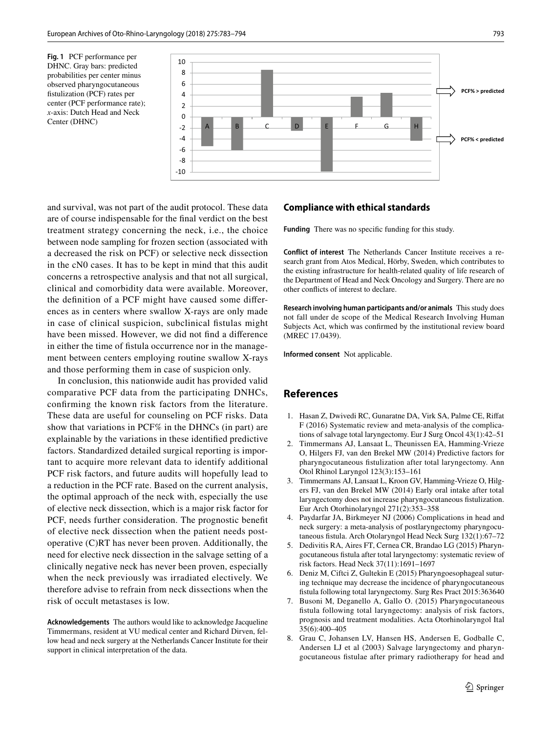**Fig. 1** PCF performance per DHNC. Gray bars: predicted probabilities per center minus observed pharyngocutaneous fistulization (PCF) rates per center (PCF performance rate); *x*-axis: Dutch Head and Neck Center (DHNC)

10
8
6
4
2
0
-2
-4
-6
-8
-10

A B C D E F G H

PCF% > predicted

PCF% < predicted

and survival, was not part of the audit protocol. These data are of course indispensable for the final verdict on the best treatment strategy concerning the neck, i.e., the choice between node sampling for frozen section (associated with a decreased the risk on PCF) or selective neck dissection in the cN0 cases. It has to be kept in mind that this audit concerns a retrospective analysis and that not all surgical, clinical and comorbidity data were available. Moreover, the definition of a PCF might have caused some differences as in centers where swallow X-rays are only made in case of clinical suspicion, subclinical fistulas might have been missed. However, we did not find a difference in either the time of fistula occurrence nor in the management between centers employing routine swallow X-rays and those performing them in case of suspicion only.

In conclusion, this nationwide audit has provided valid comparative PCF data from the participating DNHCs, confirming the known risk factors from the literature. These data are useful for counseling on PCF risks. Data show that variations in PCF% in the DHNCs (in part) are explainable by the variations in these identified predictive factors. Standardized detailed surgical reporting is important to acquire more relevant data to identify additional PCF risk factors, and future audits will hopefully lead to a reduction in the PCF rate. Based on the current analysis, the optimal approach of the neck with, especially the use of elective neck dissection, which is a major risk factor for PCF, needs further consideration. The prognostic benefit of elective neck dissection when the patient needs postoperative (C)RT has never been proven. Additionally, the need for elective neck dissection in the salvage setting of a clinically negative neck has never been proven, especially when the neck previously was irradiated electively. We therefore advise to refrain from neck dissections when the risk of occult metastases is low.

**Acknowledgements** The authors would like to acknowledge Jacqueline Timmermans, resident at VU medical center and Richard Dirven, fellow head and neck surgery at the Netherlands Cancer Institute for their support in clinical interpretation of the data.

## Compliance with ethical standards

**Funding** There was no specific funding for this study.

**Conflict of interest** The Netherlands Cancer Institute receives a research grant from Atos Medical, Hörby, Sweden, which contributes to the existing infrastructure for health-related quality of life research of the Department of Head and Neck Oncology and Surgery. There are no other conflicts of interest to declare.

**Research involving human participants and/or animals** This study does not fall under de scope of the Medical Research Involving Human Subjects Act, which was confirmed by the institutional review board (MREC 17.0439).

**Informed consent** Not applicable.

## References

1. Hasan Z, Dwivedi RC, Gunaratne DA, Virk SA, Palme CE, Riffat F (2016) Systematic review and meta-analysis of the complications of salvage total laryngectomy. Eur J Surg Oncol 43(1):42–51
2. Timmermans AJ, Lansaat L, Theunissen EA, Hamming-Vrieze O, Hilgers FJ, van den Brekel MW (2014) Predictive factors for pharyngocutaneous fistulization after total laryngectomy. Ann Otol Rhinol Laryngol 123(3):153–161
3. Timmermans AJ, Lansaat L, Kroon GV, Hamming-Vrieze O, Hilgers FJ, van den Brekel MW (2014) Early oral intake after total laryngectomy does not increase pharyngocutaneous fistulization. Eur Arch Otorhinolaryngol 271(2):353–358
4. Paydarfar JA, Birkmeyer NJ (2006) Complications in head and neck surgery: a meta-analysis of postlaryngectomy pharyngocutaneous fistula. Arch Otolaryngol Head Neck Surg 132(1):67–72
5. Dedivitis RA, Aires FT, Cernea CR, Brandao LG (2015) Pharyngocutaneous fistula after total laryngectomy: systematic review of risk factors. Head Neck 37(11):1691–1697
6. Deniz M, Ciftci Z, Gultekin E (2015) Pharyngoesophageal suturing technique may decrease the incidence of pharyngocutaneous fistula following total laryngectomy. Surg Res Pract 2015:363640
7. Busoni M, Deganello A, Gallo O. (2015) Pharyngocutaneous fistula following total laryngectomy: analysis of risk factors, prognosis and treatment modalities. Acta Otorhinolaryngol Ital 35(6):400–405
8. Grau C, Johansen LV, Hansen HS, Andersen E, Godballe C, Andersen LJ et al (2003) Salvage laryngectomy and pharyngocutaneous fistulae after primary radiotherapy for head and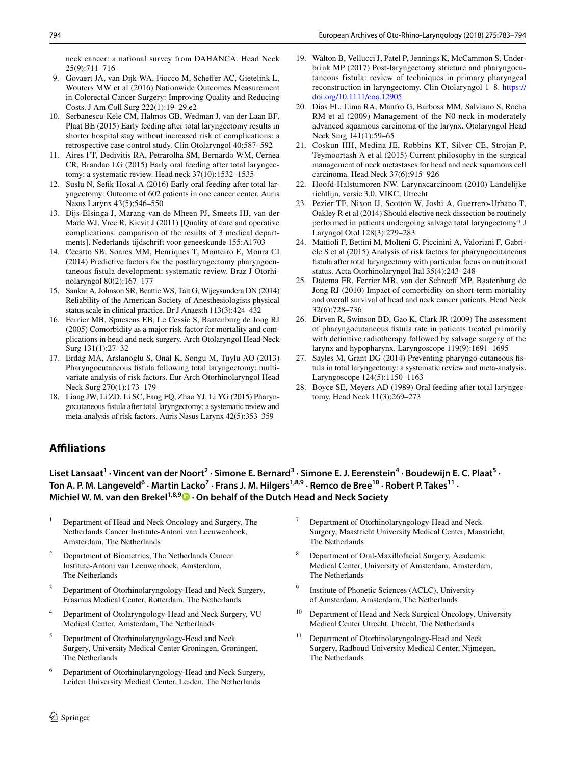neck cancer: a national survey from DAHANCA. Head Neck 25(9):711–716

9. Govaert JA, van Dijk WA, Fiocco M, Scheffer AC, Gietelink L, Wouters MW et al (2016) Nationwide Outcomes Measurement in Colorectal Cancer Surgery: Improving Quality and Reducing Costs. J Am Coll Surg 222(1):19–29.e2
10. Serbanescu-Kele CM, Halmos GB, Wedman J, van der Laan BF, Plaat BE (2015) Early feeding after total laryngectomy results in shorter hospital stay without increased risk of complications: a retrospective case-control study. Clin Otolaryngol 40:587–592
11. Aires FT, Dedivitis RA, Petrarolha SM, Bernardo WM, Cernea CR, Brandao LG (2015) Early oral feeding after total laryngectomy: a systematic review. Head neck 37(10):1532–1535
12. Suslu N, Sefik Hosal A (2016) Early oral feeding after total laryngectomy: Outcome of 602 patients in one cancer center. Auris Nasus Larynx 43(5):546–550
13. Dijs-Elsinga J, Marang-van de Mheen PJ, Smeets HJ, van der Made WJ, Vree R, Kievit J (2011) [Quality of care and operative complications: comparison of the results of 3 medical departments]. Nederlands tijdschrift voor geneeskunde 155:A1703
14. Cecatto SB, Soares MM, Henriques T, Monteiro E, Moura CI (2014) Predictive factors for the postlaryngectomy pharyngocutaneous fistula development: systematic review. Braz J Otorhinolaryngol 80(2):167–177
15. Sankar A, Johnson SR, Beattie WS, Tait G, Wijeysundera DN (2014) Reliability of the American Society of Anesthesiologists physical status scale in clinical practice. Br J Anaesth 113(3):424–432
16. Ferrier MB, Spuesens EB, Le Cessie S, Baatenburg de Jong RJ (2005) Comorbidity as a major risk factor for mortality and complications in head and neck surgery. Arch Otolaryngol Head Neck Surg 131(1):27–32
17. Erdag MA, Arslanoglu S, Onal K, Songu M, Tuylu AO (2013) Pharyngocutaneous fistula following total laryngectomy: multivariate analysis of risk factors. Eur Arch Otorhinolaryngol Head Neck Surg 270(1):173–179
18. Liang JW, Li ZD, Li SC, Fang FQ, Zhao YJ, Li YG (2015) Pharyngocutaneous fistula after total laryngectomy: a systematic review and meta-analysis of risk factors. Auris Nasus Larynx 42(5):353–359
19. Walton B, Vellucci J, Patel P, Jennings K, McCammon S, Underbrink MP (2017) Post-laryngectomy stricture and pharyngocutaneous fistula: review of techniques in primary pharyngeal reconstruction in laryngectomy. Clin Otolaryngol 1–8. https://doi.org/10.1111/coa.12905
20. Dias FL, Lima RA, Manfro G, Barbosa MM, Salviano S, Rocha RM et al (2009) Management of the N0 neck in moderately advanced squamous carcinoma of the larynx. Otolaryngol Head Neck Surg 141(1):59–65
21. Coskun HH, Medina JE, Robbins KT, Silver CE, Strojan P, Teymoortash A et al (2015) Current philosophy in the surgical management of neck metastases for head and neck squamous cell carcinoma. Head Neck 37(6):915–926
22. Hoofd-Halstumoren NW. Larynxcarcinoom (2010) Landelijke richtlijn, versie 3.0. VIKC, Utrecht
23. Pezier TF, Nixon IJ, Scotton W, Joshi A, Guerrero-Urbano T, Oakley R et al (2014) Should elective neck dissection be routinely performed in patients undergoing salvage total laryngectomy? J Laryngol Otol 128(3):279–283
24. Mattioli F, Bettini M, Molteni G, Piccinini A, Valoriani F, Gabriele S et al (2015) Analysis of risk factors for pharyngocutaneous fistula after total laryngectomy with particular focus on nutritional status. Acta Otorhinolaryngol Ital 35(4):243–248
25. Datema FR, Ferrier MB, van der Schroeff MP, Baatenburg de Jong RJ (2010) Impact of comorbidity on short-term mortality and overall survival of head and neck cancer patients. Head Neck 32(6):728–736
26. Dirven R, Swinson BD, Gao K, Clark JR (2009) The assessment of pharyngocutaneous fistula rate in patients treated primarily with definitive radiotherapy followed by salvage surgery of the larynx and hypopharynx. Laryngoscope 119(9):1691–1695
27. Sayles M, Grant DG (2014) Preventing pharyngo-cutaneous fistula in total laryngectomy: a systematic review and meta-analysis. Laryngoscope 124(5):1150–1163
28. Boyce SE, Meyers AD (1989) Oral feeding after total laryngectomy. Head Neck 11(3):269–273

## Affiliations

**Liset Lansaat[1] · Vincent van der Noort[2] · Simone E. Bernard[3] · Simone E. J. Eerenstein[4] · Boudewijn E. C. Plaat[5] · Ton A. P. M. Langeveld[6] · Martin Lacko[7] · Frans J. M. Hilgers[1,8,9] · Remco de Bree[10] · Robert P. Takes[11] · Michiel W. M. van den Brekel[1,8,9] · On behalf of the Dutch Head and Neck Society**

[1] Department of Head and Neck Oncology and Surgery, The Netherlands Cancer Institute-Antoni van Leeuwenhoek, Amsterdam, The Netherlands

[2] Department of Biometrics, The Netherlands Cancer Institute-Antoni van Leeuwenhoek, Amsterdam, The Netherlands

[3] Department of Otorhinolaryngology-Head and Neck Surgery, Erasmus Medical Center, Rotterdam, The Netherlands

[4] Department of Otolaryngology-Head and Neck Surgery, VU Medical Center, Amsterdam, The Netherlands

[5] Department of Otorhinolaryngology-Head and Neck Surgery, University Medical Center Groningen, Groningen, The Netherlands

[6] Department of Otorhinolaryngology-Head and Neck Surgery, Leiden University Medical Center, Leiden, The Netherlands

[7] Department of Otorhinolaryngology-Head and Neck Surgery, Maastricht University Medical Center, Maastricht, The Netherlands

[8] Department of Oral-Maxillofacial Surgery, Academic Medical Center, University of Amsterdam, Amsterdam, The Netherlands

[9] Institute of Phonetic Sciences (ACLC), University of Amsterdam, Amsterdam, The Netherlands

[10] Department of Head and Neck Surgical Oncology, University Medical Center Utrecht, Utrecht, The Netherlands

[11] Department of Otorhinolaryngology-Head and Neck Surgery, Radboud University Medical Center, Nijmegen, The Netherlands